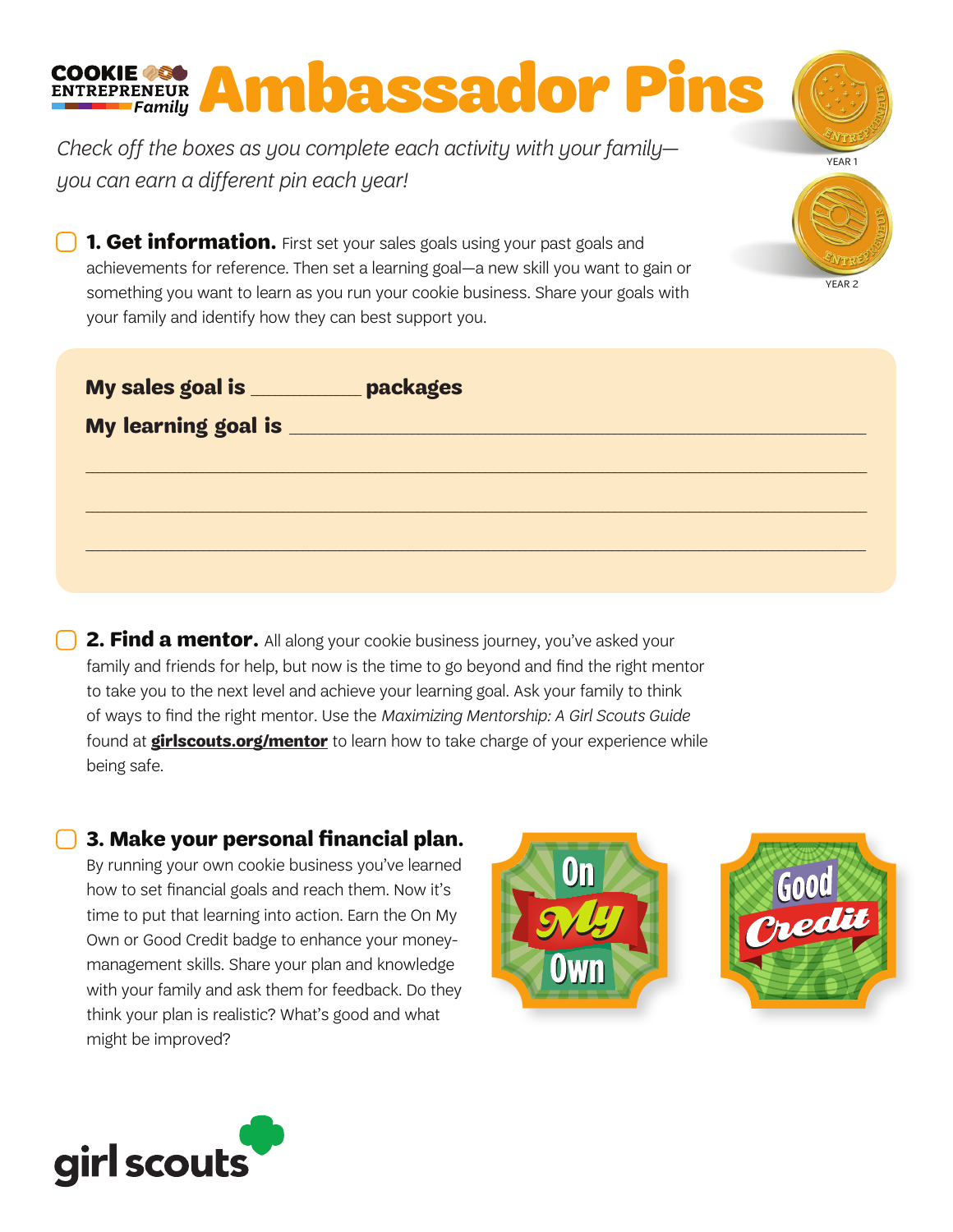COOKIE ENTREPRENEUR *Family*

# Ambassador Pins

YEAR 1

YEAR 2

*Check off the boxes as you complete each activity with your family—you can earn a different pin each year!*

☐ **1. Get information.** First set your sales goals using your past goals and achievements for reference. Then set a learning goal—a new skill you want to gain or something you want to learn as you run your cookie business. Share your goals with your family and identify how they can best support you.

**My sales goal is** __________ **packages**

**My learning goal is** ______________________________________________________

___________________________________________________________________________

___________________________________________________________________________

___________________________________________________________________________

☐ **2. Find a mentor.** All along your cookie business journey, you've asked your family and friends for help, but now is the time to go beyond and find the right mentor to take you to the next level and achieve your learning goal. Ask your family to think of ways to find the right mentor. Use the *Maximizing Mentorship: A Girl Scouts Guide* found at **girlscouts.org/mentor** to learn how to take charge of your experience while being safe.

☐ **3. Make your personal financial plan.** By running your own cookie business you've learned how to set financial goals and reach them. Now it's time to put that learning into action. Earn the On My Own or Good Credit badge to enhance your money-management skills. Share your plan and knowledge with your family and ask them for feedback. Do they think your plan is realistic? What's good and what might be improved?

On My Own

Good Credit

girl scouts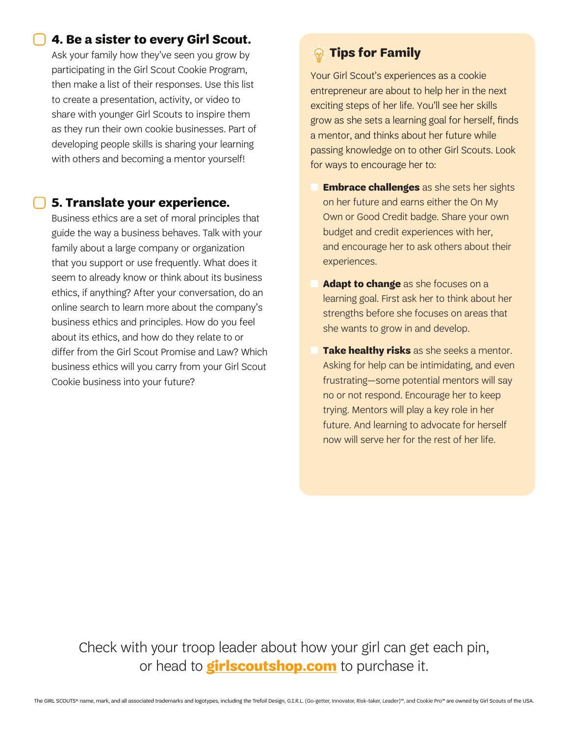### 4. Be a sister to every Girl Scout.

Ask your family how they've seen you grow by participating in the Girl Scout Cookie Program, then make a list of their responses. Use this list to create a presentation, activity, or video to share with younger Girl Scouts to inspire them as they run their own cookie businesses. Part of developing people skills is sharing your learning with others and becoming a mentor yourself!

### 5. Translate your experience.

Business ethics are a set of moral principles that guide the way a business behaves. Talk with your family about a large company or organization that you support or use frequently. What does it seem to already know or think about its business ethics, if anything? After your conversation, do an online search to learn more about the company's business ethics and principles. How do you feel about its ethics, and how do they relate to or differ from the Girl Scout Promise and Law? Which business ethics will you carry from your Girl Scout Cookie business into your future?

## Tips for Family

Your Girl Scout's experiences as a cookie entrepreneur are about to help her in the next exciting steps of her life. You'll see her skills grow as she sets a learning goal for herself, finds a mentor, and thinks about her future while passing knowledge on to other Girl Scouts. Look for ways to encourage her to:

- **Embrace challenges** as she sets her sights on her future and earns either the On My Own or Good Credit badge. Share your own budget and credit experiences with her, and encourage her to ask others about their experiences.
- **Adapt to change** as she focuses on a learning goal. First ask her to think about her strengths before she focuses on areas that she wants to grow in and develop.
- **Take healthy risks** as she seeks a mentor. Asking for help can be intimidating, and even frustrating—some potential mentors will say no or not respond. Encourage her to keep trying. Mentors will play a key role in her future. And learning to advocate for herself now will serve her for the rest of her life.

Check with your troop leader about how your girl can get each pin, or head to **girlscoutshop.com** to purchase it.

The GIRL SCOUTS® name, mark, and all associated trademarks and logotypes, including the Trefoil Design, G.I.R.L. (Go-getter, Innovator, Risk-taker, Leader)™, and Cookie Pro™ are owned by Girl Scouts of the USA.